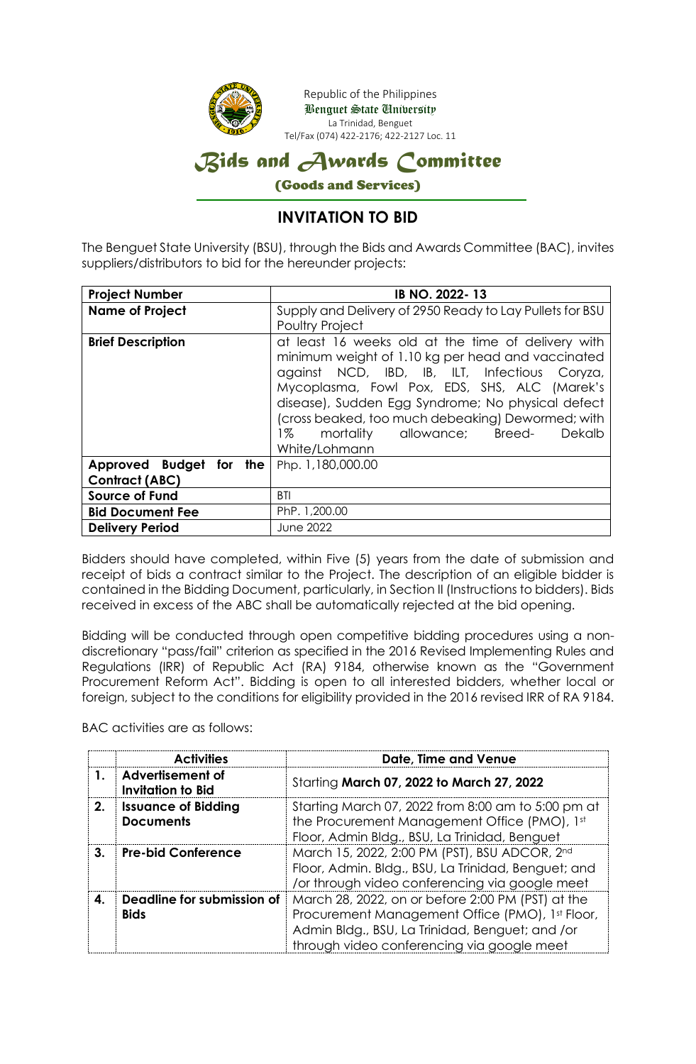Republic of the Philippines
Benguet State University
La Trinidad, Benguet
Tel/Fax (074) 422-2176; 422-2127 Loc. 11

# Bids and Awards Committee

**(Goods and Services)**

## INVITATION TO BID

The Benguet State University (BSU), through the Bids and Awards Committee (BAC), invites suppliers/distributors to bid for the hereunder projects:

| **Project Number** | **IB NO. 2022- 13** |
|---|---|
| **Name of Project** | Supply and Delivery of 2950 Ready to Lay Pullets for BSU Poultry Project |
| **Brief Description** | at least 16 weeks old at the time of delivery with minimum weight of 1.10 kg per head and vaccinated against NCD, IBD, IB, ILT, Infectious Coryza, Mycoplasma, Fowl Pox, EDS, SHS, ALC (Marek's disease), Sudden Egg Syndrome; No physical defect (cross beaked, too much debeaking) Dewormed; with 1% mortality allowance; Breed- Dekalb White/Lohmann |
| **Approved Budget for the Contract (ABC)** | Php. 1,180,000.00 |
| **Source of Fund** | BTI |
| **Bid Document Fee** | PhP. 1,200.00 |
| **Delivery Period** | June 2022 |

Bidders should have completed, within Five (5) years from the date of submission and receipt of bids a contract similar to the Project. The description of an eligible bidder is contained in the Bidding Document, particularly, in Section II (Instructions to bidders). Bids received in excess of the ABC shall be automatically rejected at the bid opening.

Bidding will be conducted through open competitive bidding procedures using a non-discretionary "pass/fail" criterion as specified in the 2016 Revised Implementing Rules and Regulations (IRR) of Republic Act (RA) 9184, otherwise known as the "Government Procurement Reform Act". Bidding is open to all interested bidders, whether local or foreign, subject to the conditions for eligibility provided in the 2016 revised IRR of RA 9184.

BAC activities are as follows:

| | **Activities** | **Date, Time and Venue** |
|---|---|---|
| **1.** | **Advertisement of Invitation to Bid** | Starting **March 07, 2022 to March 27, 2022** |
| **2.** | **Issuance of Bidding Documents** | Starting March 07, 2022 from 8:00 am to 5:00 pm at the Procurement Management Office (PMO), 1st Floor, Admin Bldg., BSU, La Trinidad, Benguet |
| **3.** | **Pre-bid Conference** | March 15, 2022, 2:00 PM (PST), BSU ADCOR, 2nd Floor, Admin. Bldg., BSU, La Trinidad, Benguet; and /or through video conferencing via google meet |
| **4.** | **Deadline for submission of Bids** | March 28, 2022, on or before 2:00 PM (PST) at the Procurement Management Office (PMO), 1st Floor, Admin Bldg., BSU, La Trinidad, Benguet; and /or through video conferencing via google meet |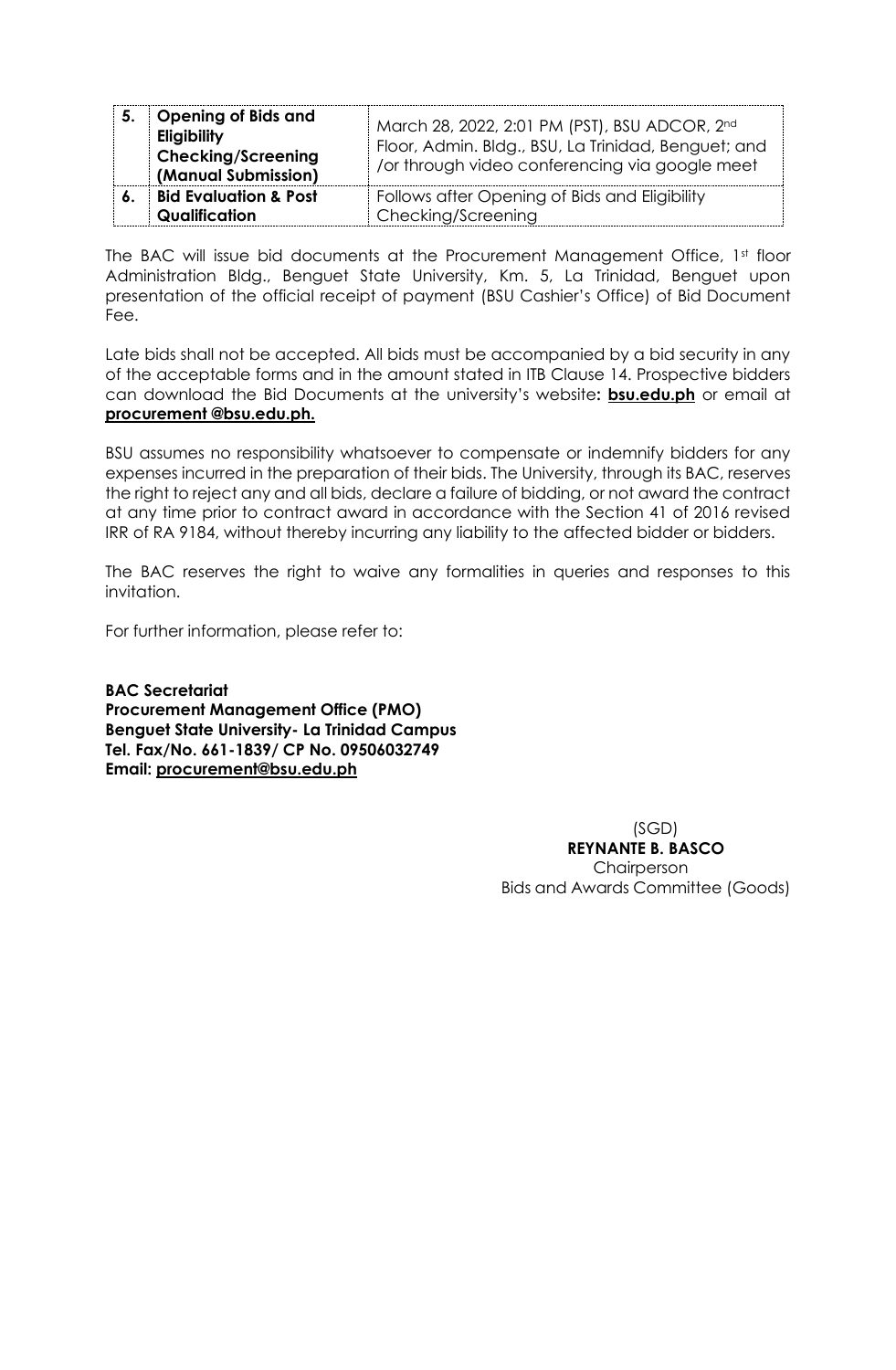| 5. | **Opening of Bids and Eligibility Checking/Screening (Manual Submission)** | March 28, 2022, 2:01 PM (PST), BSU ADCOR, 2nd Floor, Admin. Bldg., BSU, La Trinidad, Benguet; and /or through video conferencing via google meet |
|---|---|---|
| 6. | **Bid Evaluation & Post Qualification** | Follows after Opening of Bids and Eligibility Checking/Screening |

The BAC will issue bid documents at the Procurement Management Office, 1st floor Administration Bldg., Benguet State University, Km. 5, La Trinidad, Benguet upon presentation of the official receipt of payment (BSU Cashier's Office) of Bid Document Fee.

Late bids shall not be accepted. All bids must be accompanied by a bid security in any of the acceptable forms and in the amount stated in ITB Clause 14. Prospective bidders can download the Bid Documents at the university's website**: bsu.edu.ph** or email at **procurement @bsu.edu.ph.**

BSU assumes no responsibility whatsoever to compensate or indemnify bidders for any expenses incurred in the preparation of their bids. The University, through its BAC, reserves the right to reject any and all bids, declare a failure of bidding, or not award the contract at any time prior to contract award in accordance with the Section 41 of 2016 revised IRR of RA 9184, without thereby incurring any liability to the affected bidder or bidders.

The BAC reserves the right to waive any formalities in queries and responses to this invitation.

For further information, please refer to:

**BAC Secretariat**
**Procurement Management Office (PMO)**
**Benguet State University- La Trinidad Campus**
**Tel. Fax/No. 661-1839/ CP No. 09506032749**
**Email: procurement@bsu.edu.ph**

(SGD)
**REYNANTE B. BASCO**
Chairperson
Bids and Awards Committee (Goods)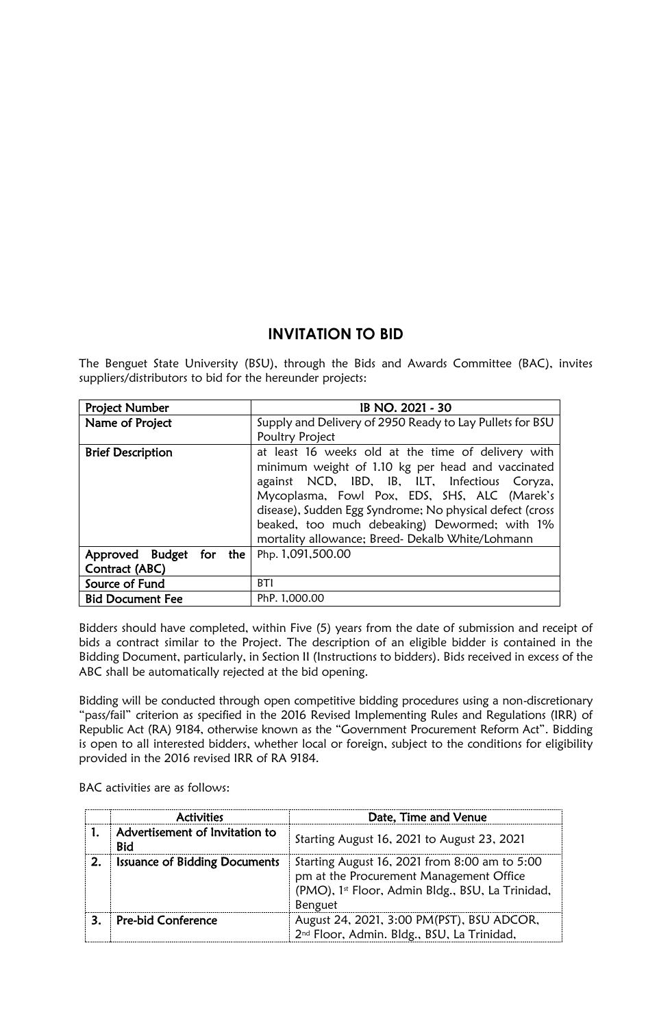# INVITATION TO BID

The Benguet State University (BSU), through the Bids and Awards Committee (BAC), invites suppliers/distributors to bid for the hereunder projects:

| Project Number | IB NO. 2021 - 30 |
|---|---|
| Name of Project | Supply and Delivery of 2950 Ready to Lay Pullets for BSU Poultry Project |
| Brief Description | at least 16 weeks old at the time of delivery with minimum weight of 1.10 kg per head and vaccinated against NCD, IBD, IB, ILT, Infectious Coryza, Mycoplasma, Fowl Pox, EDS, SHS, ALC (Marek's disease), Sudden Egg Syndrome; No physical defect (cross beaked, too much debeaking) Dewormed; with 1% mortality allowance; Breed- Dekalb White/Lohmann |
| Approved Budget for the Contract (ABC) | Php. 1,091,500.00 |
| Source of Fund | BTI |
| Bid Document Fee | PhP. 1,000.00 |

Bidders should have completed, within Five (5) years from the date of submission and receipt of bids a contract similar to the Project. The description of an eligible bidder is contained in the Bidding Document, particularly, in Section II (Instructions to bidders). Bids received in excess of the ABC shall be automatically rejected at the bid opening.

Bidding will be conducted through open competitive bidding procedures using a non-discretionary "pass/fail" criterion as specified in the 2016 Revised Implementing Rules and Regulations (IRR) of Republic Act (RA) 9184, otherwise known as the "Government Procurement Reform Act". Bidding is open to all interested bidders, whether local or foreign, subject to the conditions for eligibility provided in the 2016 revised IRR of RA 9184.

BAC activities are as follows:

| | Activities | Date, Time and Venue |
|---|---|---|
| 1. | Advertisement of Invitation to Bid | Starting August 16, 2021 to August 23, 2021 |
| 2. | Issuance of Bidding Documents | Starting August 16, 2021 from 8:00 am to 5:00 pm at the Procurement Management Office (PMO), 1st Floor, Admin Bldg., BSU, La Trinidad, Benguet |
| 3. | Pre-bid Conference | August 24, 2021, 3:00 PM(PST), BSU ADCOR, 2nd Floor, Admin. Bldg., BSU, La Trinidad, |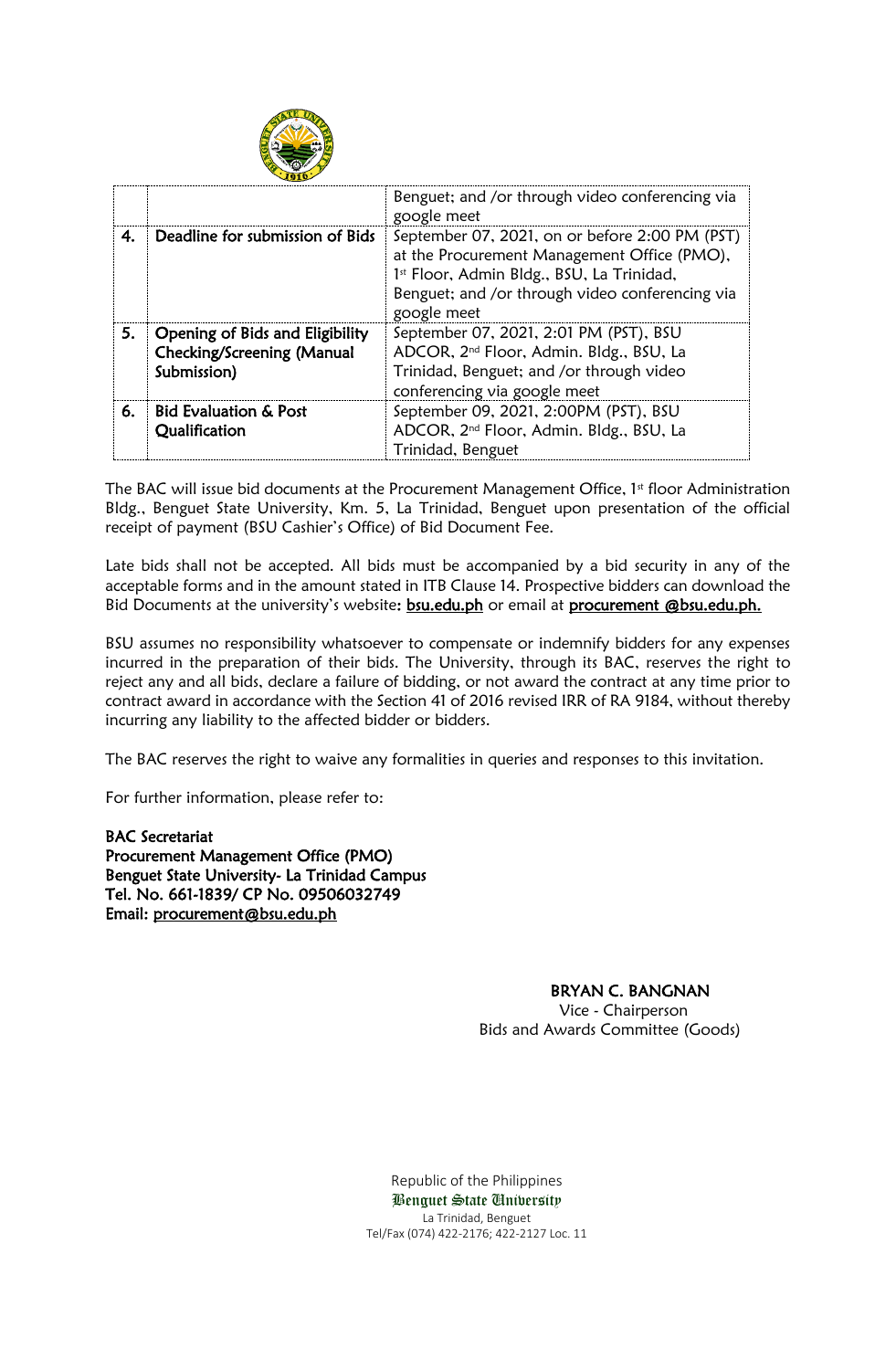| | | |
|---|---|---|
| | | Benguet; and /or through video conferencing via google meet |
| 4. | **Deadline for submission of Bids** | September 07, 2021, on or before 2:00 PM (PST) at the Procurement Management Office (PMO), 1st Floor, Admin Bldg., BSU, La Trinidad, Benguet; and /or through video conferencing via google meet |
| 5. | **Opening of Bids and Eligibility Checking/Screening (Manual Submission)** | September 07, 2021, 2:01 PM (PST), BSU ADCOR, 2nd Floor, Admin. Bldg., BSU, La Trinidad, Benguet; and /or through video conferencing via google meet |
| 6. | **Bid Evaluation & Post Qualification** | September 09, 2021, 2:00PM (PST), BSU ADCOR, 2nd Floor, Admin. Bldg., BSU, La Trinidad, Benguet |

The BAC will issue bid documents at the Procurement Management Office, 1st floor Administration Bldg., Benguet State University, Km. 5, La Trinidad, Benguet upon presentation of the official receipt of payment (BSU Cashier's Office) of Bid Document Fee.

Late bids shall not be accepted. All bids must be accompanied by a bid security in any of the acceptable forms and in the amount stated in ITB Clause 14. Prospective bidders can download the Bid Documents at the university's website**:** bsu.edu.ph or email at procurement @bsu.edu.ph.

BSU assumes no responsibility whatsoever to compensate or indemnify bidders for any expenses incurred in the preparation of their bids. The University, through its BAC, reserves the right to reject any and all bids, declare a failure of bidding, or not award the contract at any time prior to contract award in accordance with the Section 41 of 2016 revised IRR of RA 9184, without thereby incurring any liability to the affected bidder or bidders.

The BAC reserves the right to waive any formalities in queries and responses to this invitation.

For further information, please refer to:

**BAC Secretariat**
**Procurement Management Office (PMO)**
**Benguet State University- La Trinidad Campus**
**Tel. No. 661-1839/ CP No. 09506032749**
**Email: procurement@bsu.edu.ph**

**BRYAN C. BANGNAN**
Vice - Chairperson
Bids and Awards Committee (Goods)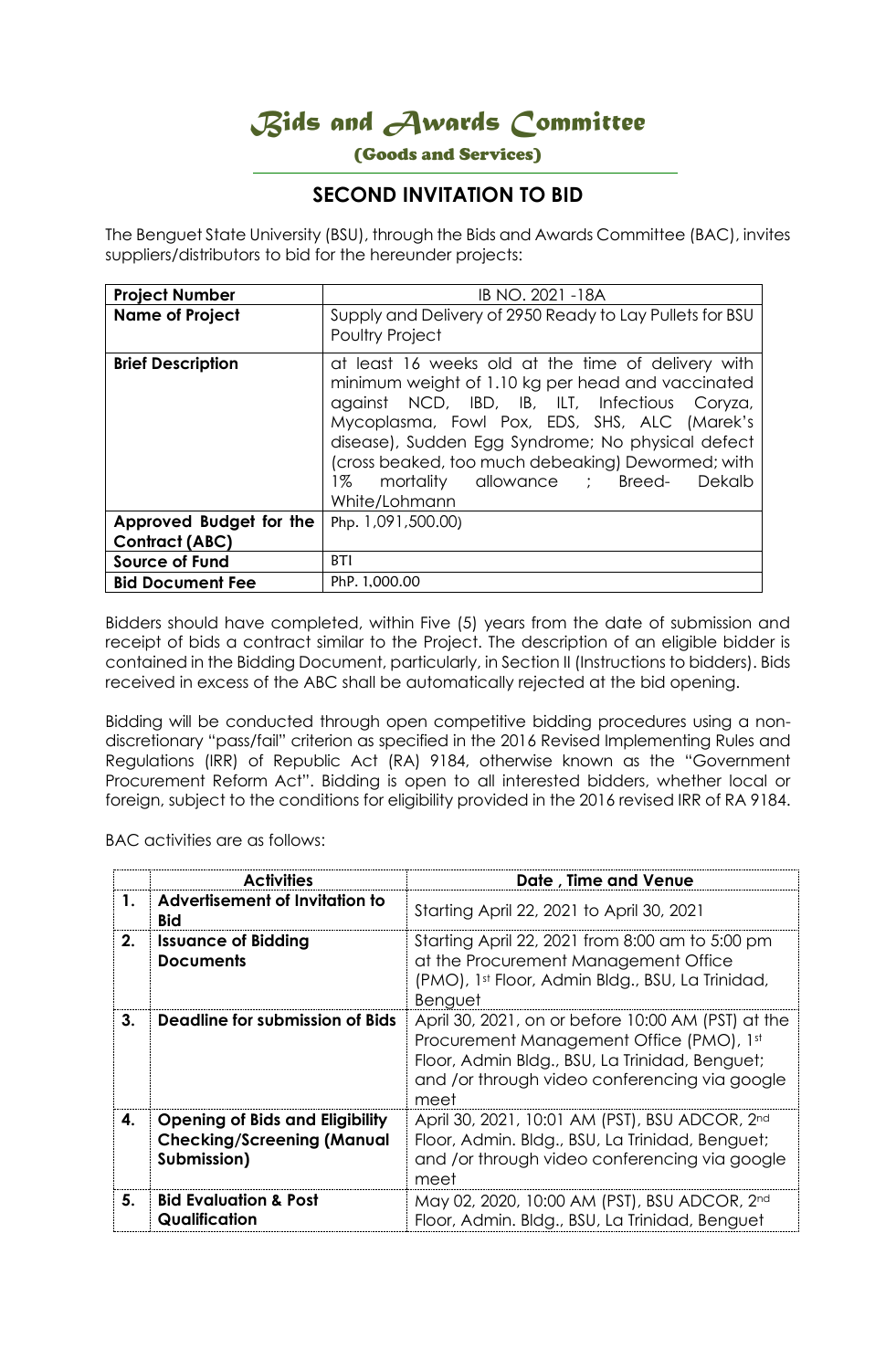# *Bids and Awards Committee*

**(Goods and Services)**

## SECOND INVITATION TO BID

The Benguet State University (BSU), through the Bids and Awards Committee (BAC), invites suppliers/distributors to bid for the hereunder projects:

| **Project Number** | IB NO. 2021 -18A |
|---|---|
| **Name of Project** | Supply and Delivery of 2950 Ready to Lay Pullets for BSU Poultry Project |
| **Brief Description** | at least 16 weeks old at the time of delivery with minimum weight of 1.10 kg per head and vaccinated against NCD, IBD, IB, ILT, Infectious Coryza, Mycoplasma, Fowl Pox, EDS, SHS, ALC (Marek's disease), Sudden Egg Syndrome; No physical defect (cross beaked, too much debeaking) Dewormed; with 1% mortality allowance ; Breed- Dekalb White/Lohmann |
| **Approved Budget for the Contract (ABC)** | Php. 1,091,500.00) |
| **Source of Fund** | BTI |
| **Bid Document Fee** | PhP. 1,000.00 |

Bidders should have completed, within Five (5) years from the date of submission and receipt of bids a contract similar to the Project. The description of an eligible bidder is contained in the Bidding Document, particularly, in Section II (Instructions to bidders). Bids received in excess of the ABC shall be automatically rejected at the bid opening.

Bidding will be conducted through open competitive bidding procedures using a non-discretionary "pass/fail" criterion as specified in the 2016 Revised Implementing Rules and Regulations (IRR) of Republic Act (RA) 9184, otherwise known as the "Government Procurement Reform Act". Bidding is open to all interested bidders, whether local or foreign, subject to the conditions for eligibility provided in the 2016 revised IRR of RA 9184.

BAC activities are as follows:

| | **Activities** | **Date , Time and Venue** |
|---|---|---|
| **1.** | **Advertisement of Invitation to Bid** | Starting April 22, 2021 to April 30, 2021 |
| **2.** | **Issuance of Bidding Documents** | Starting April 22, 2021 from 8:00 am to 5:00 pm at the Procurement Management Office (PMO), 1st Floor, Admin Bldg., BSU, La Trinidad, Benguet |
| **3.** | **Deadline for submission of Bids** | April 30, 2021, on or before 10:00 AM (PST) at the Procurement Management Office (PMO), 1st Floor, Admin Bldg., BSU, La Trinidad, Benguet; and /or through video conferencing via google meet |
| **4.** | **Opening of Bids and Eligibility Checking/Screening (Manual Submission)** | April 30, 2021, 10:01 AM (PST), BSU ADCOR, 2nd Floor, Admin. Bldg., BSU, La Trinidad, Benguet; and /or through video conferencing via google meet |
| **5.** | **Bid Evaluation & Post Qualification** | May 02, 2020, 10:00 AM (PST), BSU ADCOR, 2nd Floor, Admin. Bldg., BSU, La Trinidad, Benguet |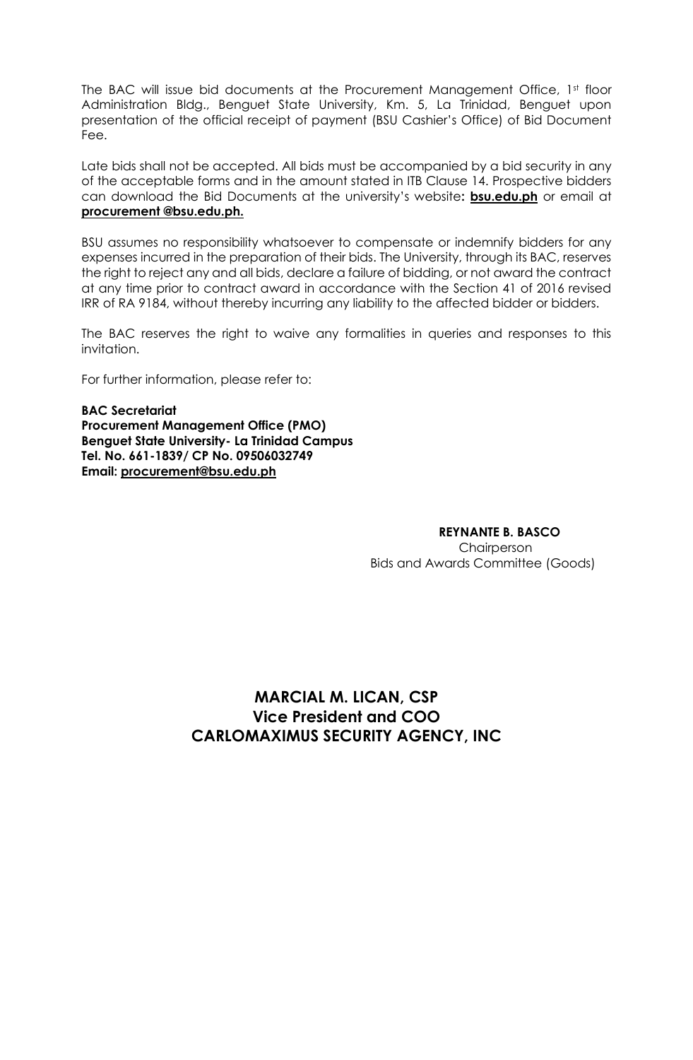The BAC will issue bid documents at the Procurement Management Office, 1st floor Administration Bldg., Benguet State University, Km. 5, La Trinidad, Benguet upon presentation of the official receipt of payment (BSU Cashier's Office) of Bid Document Fee.

Late bids shall not be accepted. All bids must be accompanied by a bid security in any of the acceptable forms and in the amount stated in ITB Clause 14. Prospective bidders can download the Bid Documents at the university's website**: bsu.edu.ph** or email at **procurement @bsu.edu.ph.**

BSU assumes no responsibility whatsoever to compensate or indemnify bidders for any expenses incurred in the preparation of their bids. The University, through its BAC, reserves the right to reject any and all bids, declare a failure of bidding, or not award the contract at any time prior to contract award in accordance with the Section 41 of 2016 revised IRR of RA 9184, without thereby incurring any liability to the affected bidder or bidders.

The BAC reserves the right to waive any formalities in queries and responses to this invitation.

For further information, please refer to:

**BAC Secretariat**
**Procurement Management Office (PMO)**
**Benguet State University- La Trinidad Campus**
**Tel. No. 661-1839/ CP No. 09506032749**
**Email: procurement@bsu.edu.ph**

**REYNANTE B. BASCO**
Chairperson
Bids and Awards Committee (Goods)

**MARCIAL M. LICAN, CSP**
**Vice President and COO**
**CARLOMAXIMUS SECURITY AGENCY, INC**